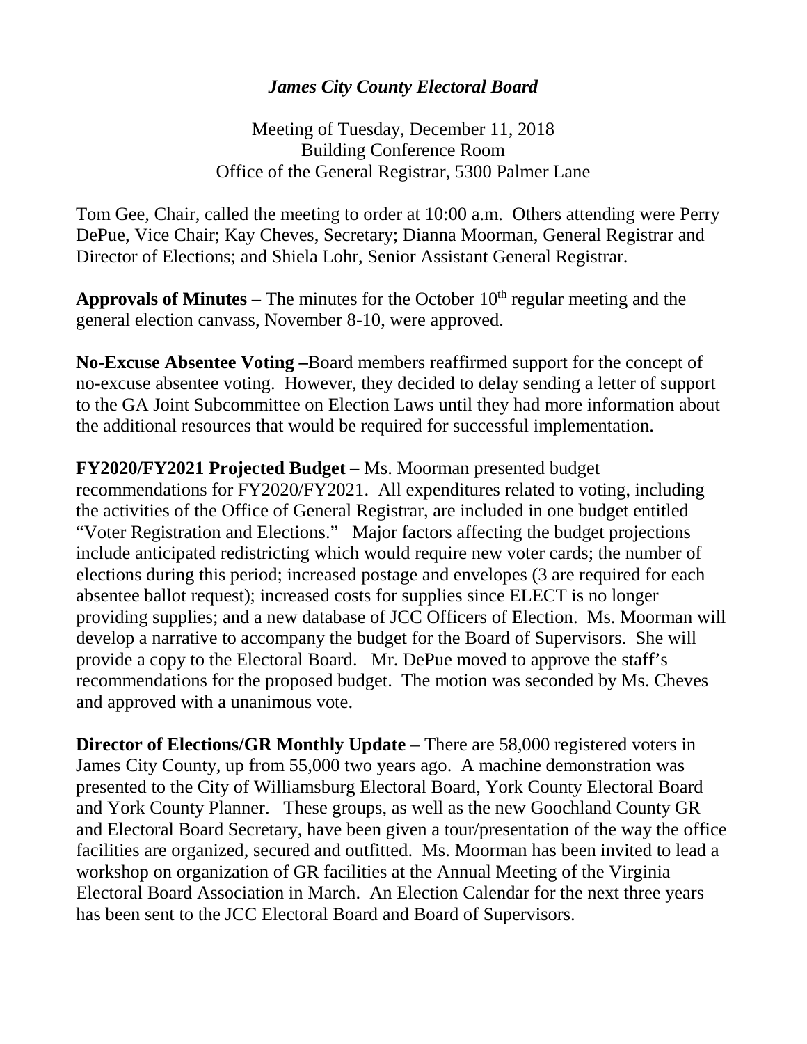# *James City County Electoral Board*

Meeting of Tuesday, December 11, 2018
Building Conference Room
Office of the General Registrar, 5300 Palmer Lane

Tom Gee, Chair, called the meeting to order at 10:00 a.m. Others attending were Perry DePue, Vice Chair; Kay Cheves, Secretary; Dianna Moorman, General Registrar and Director of Elections; and Shiela Lohr, Senior Assistant General Registrar.

**Approvals of Minutes –** The minutes for the October 10th regular meeting and the general election canvass, November 8-10, were approved.

**No-Excuse Absentee Voting –**Board members reaffirmed support for the concept of no-excuse absentee voting. However, they decided to delay sending a letter of support to the GA Joint Subcommittee on Election Laws until they had more information about the additional resources that would be required for successful implementation.

**FY2020/FY2021 Projected Budget –** Ms. Moorman presented budget recommendations for FY2020/FY2021. All expenditures related to voting, including the activities of the Office of General Registrar, are included in one budget entitled "Voter Registration and Elections." Major factors affecting the budget projections include anticipated redistricting which would require new voter cards; the number of elections during this period; increased postage and envelopes (3 are required for each absentee ballot request); increased costs for supplies since ELECT is no longer providing supplies; and a new database of JCC Officers of Election. Ms. Moorman will develop a narrative to accompany the budget for the Board of Supervisors. She will provide a copy to the Electoral Board. Mr. DePue moved to approve the staff's recommendations for the proposed budget. The motion was seconded by Ms. Cheves and approved with a unanimous vote.

**Director of Elections/GR Monthly Update** – There are 58,000 registered voters in James City County, up from 55,000 two years ago. A machine demonstration was presented to the City of Williamsburg Electoral Board, York County Electoral Board and York County Planner. These groups, as well as the new Goochland County GR and Electoral Board Secretary, have been given a tour/presentation of the way the office facilities are organized, secured and outfitted. Ms. Moorman has been invited to lead a workshop on organization of GR facilities at the Annual Meeting of the Virginia Electoral Board Association in March. An Election Calendar for the next three years has been sent to the JCC Electoral Board and Board of Supervisors.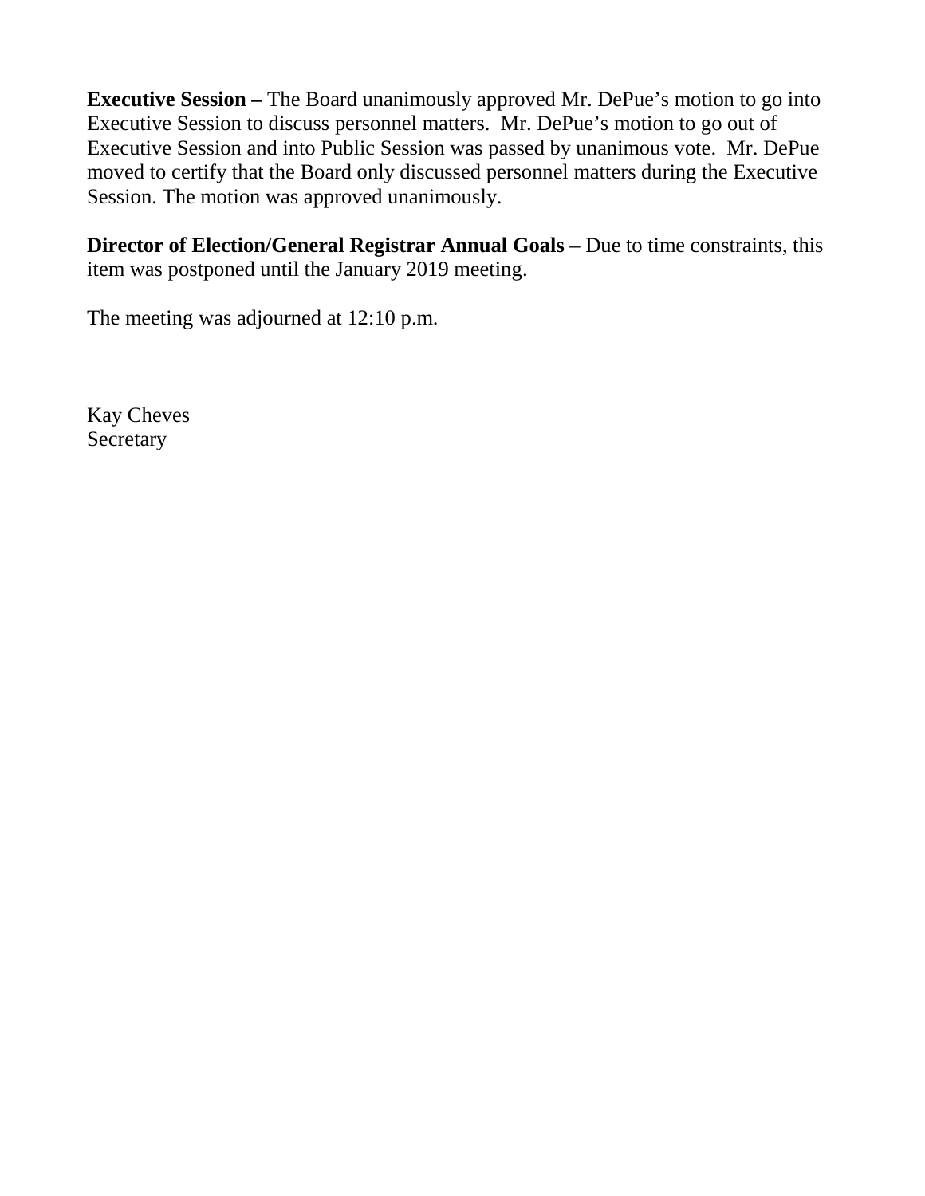**Executive Session –** The Board unanimously approved Mr. DePue's motion to go into Executive Session to discuss personnel matters. Mr. DePue's motion to go out of Executive Session and into Public Session was passed by unanimous vote. Mr. DePue moved to certify that the Board only discussed personnel matters during the Executive Session. The motion was approved unanimously.

**Director of Election/General Registrar Annual Goals** – Due to time constraints, this item was postponed until the January 2019 meeting.

The meeting was adjourned at 12:10 p.m.

Kay Cheves
Secretary